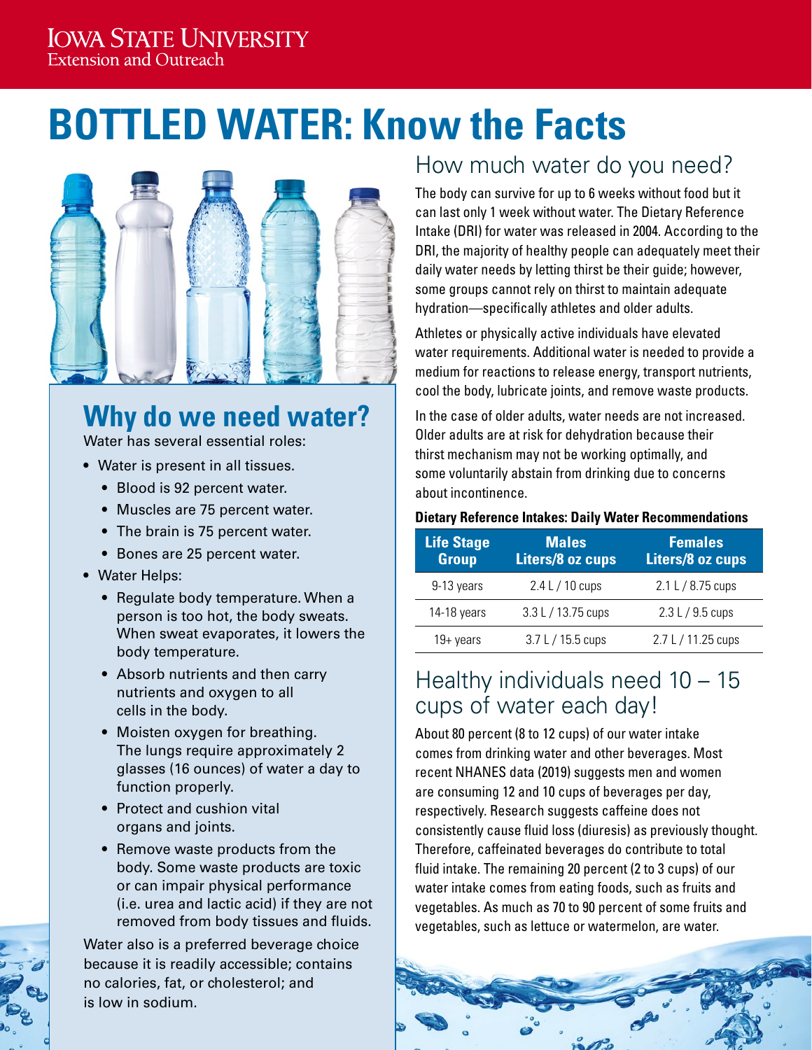Iowa State University
Extension and Outreach

# BOTTLED WATER: Know the Facts

## Why do we need water?

Water has several essential roles:

- Water is present in all tissues.
  - Blood is 92 percent water.
  - Muscles are 75 percent water.
  - The brain is 75 percent water.
  - Bones are 25 percent water.
- Water Helps:
  - Regulate body temperature. When a person is too hot, the body sweats. When sweat evaporates, it lowers the body temperature.
  - Absorb nutrients and then carry nutrients and oxygen to all cells in the body.
  - Moisten oxygen for breathing. The lungs require approximately 2 glasses (16 ounces) of water a day to function properly.
  - Protect and cushion vital organs and joints.
  - Remove waste products from the body. Some waste products are toxic or can impair physical performance (i.e. urea and lactic acid) if they are not removed from body tissues and fluids.

Water also is a preferred beverage choice because it is readily accessible; contains no calories, fat, or cholesterol; and is low in sodium.

## How much water do you need?

The body can survive for up to 6 weeks without food but it can last only 1 week without water. The Dietary Reference Intake (DRI) for water was released in 2004. According to the DRI, the majority of healthy people can adequately meet their daily water needs by letting thirst be their guide; however, some groups cannot rely on thirst to maintain adequate hydration—specifically athletes and older adults.

Athletes or physically active individuals have elevated water requirements. Additional water is needed to provide a medium for reactions to release energy, transport nutrients, cool the body, lubricate joints, and remove waste products.

In the case of older adults, water needs are not increased. Older adults are at risk for dehydration because their thirst mechanism may not be working optimally, and some voluntarily abstain from drinking due to concerns about incontinence.

**Dietary Reference Intakes: Daily Water Recommendations**

| Life Stage Group | Males Liters/8 oz cups | Females Liters/8 oz cups |
|---|---|---|
| 9-13 years | 2.4 L / 10 cups | 2.1 L / 8.75 cups |
| 14-18 years | 3.3 L / 13.75 cups | 2.3 L / 9.5 cups |
| 19+ years | 3.7 L / 15.5 cups | 2.7 L / 11.25 cups |

## Healthy individuals need 10 – 15 cups of water each day!

About 80 percent (8 to 12 cups) of our water intake comes from drinking water and other beverages. Most recent NHANES data (2019) suggests men and women are consuming 12 and 10 cups of beverages per day, respectively. Research suggests caffeine does not consistently cause fluid loss (diuresis) as previously thought. Therefore, caffeinated beverages do contribute to total fluid intake. The remaining 20 percent (2 to 3 cups) of our water intake comes from eating foods, such as fruits and vegetables. As much as 70 to 90 percent of some fruits and vegetables, such as lettuce or watermelon, are water.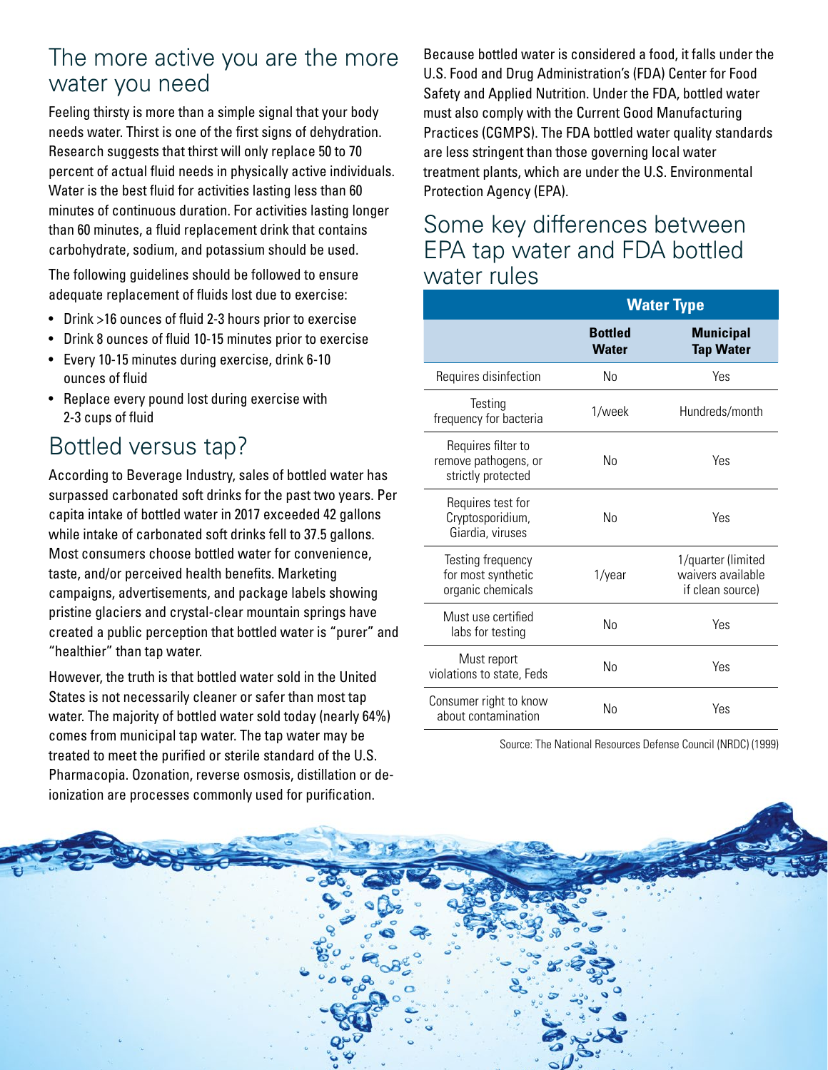## The more active you are the more water you need

Feeling thirsty is more than a simple signal that your body needs water. Thirst is one of the first signs of dehydration. Research suggests that thirst will only replace 50 to 70 percent of actual fluid needs in physically active individuals. Water is the best fluid for activities lasting less than 60 minutes of continuous duration. For activities lasting longer than 60 minutes, a fluid replacement drink that contains carbohydrate, sodium, and potassium should be used.

The following guidelines should be followed to ensure adequate replacement of fluids lost due to exercise:

- Drink >16 ounces of fluid 2-3 hours prior to exercise
- Drink 8 ounces of fluid 10-15 minutes prior to exercise
- Every 10-15 minutes during exercise, drink 6-10 ounces of fluid
- Replace every pound lost during exercise with 2-3 cups of fluid

## Bottled versus tap?

According to Beverage Industry, sales of bottled water has surpassed carbonated soft drinks for the past two years. Per capita intake of bottled water in 2017 exceeded 42 gallons while intake of carbonated soft drinks fell to 37.5 gallons. Most consumers choose bottled water for convenience, taste, and/or perceived health benefits. Marketing campaigns, advertisements, and package labels showing pristine glaciers and crystal-clear mountain springs have created a public perception that bottled water is "purer" and "healthier" than tap water.

However, the truth is that bottled water sold in the United States is not necessarily cleaner or safer than most tap water. The majority of bottled water sold today (nearly 64%) comes from municipal tap water. The tap water may be treated to meet the purified or sterile standard of the U.S. Pharmacopia. Ozonation, reverse osmosis, distillation or de-ionization are processes commonly used for purification.

Because bottled water is considered a food, it falls under the U.S. Food and Drug Administration's (FDA) Center for Food Safety and Applied Nutrition. Under the FDA, bottled water must also comply with the Current Good Manufacturing Practices (CGMPS). The FDA bottled water quality standards are less stringent than those governing local water treatment plants, which are under the U.S. Environmental Protection Agency (EPA).

## Some key differences between EPA tap water and FDA bottled water rules

| | Water Type | |
|---|---|---|
| | **Bottled Water** | **Municipal Tap Water** |
| Requires disinfection | No | Yes |
| Testing frequency for bacteria | 1/week | Hundreds/month |
| Requires filter to remove pathogens, or strictly protected | No | Yes |
| Requires test for Cryptosporidium, Giardia, viruses | No | Yes |
| Testing frequency for most synthetic organic chemicals | 1/year | 1/quarter (limited waivers available if clean source) |
| Must use certified labs for testing | No | Yes |
| Must report violations to state, Feds | No | Yes |
| Consumer right to know about contamination | No | Yes |

Source: The National Resources Defense Council (NRDC) (1999)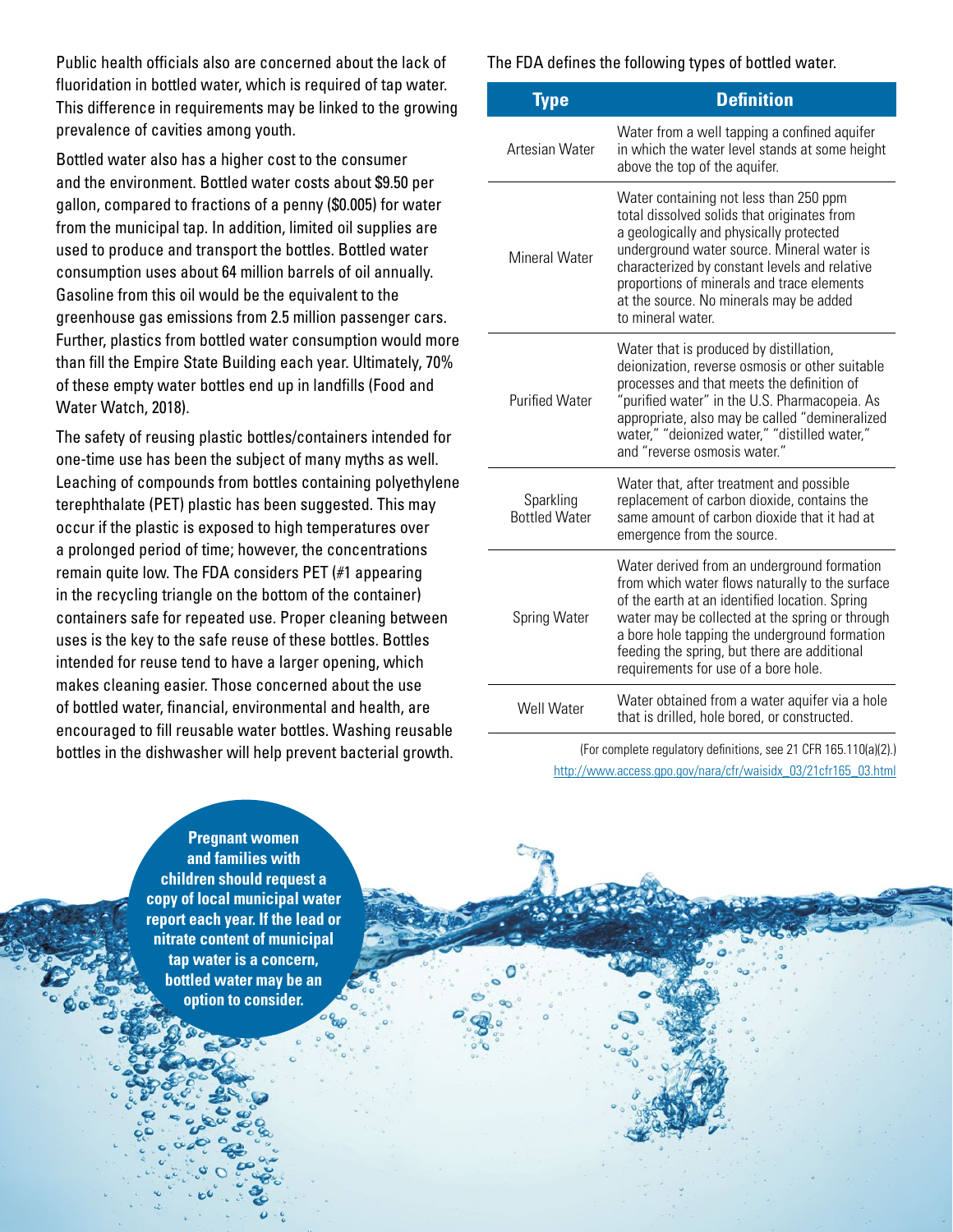Public health officials also are concerned about the lack of fluoridation in bottled water, which is required of tap water. This difference in requirements may be linked to the growing prevalence of cavities among youth.

Bottled water also has a higher cost to the consumer and the environment. Bottled water costs about $9.50 per gallon, compared to fractions of a penny ($0.005) for water from the municipal tap. In addition, limited oil supplies are used to produce and transport the bottles. Bottled water consumption uses about 64 million barrels of oil annually. Gasoline from this oil would be the equivalent to the greenhouse gas emissions from 2.5 million passenger cars. Further, plastics from bottled water consumption would more than fill the Empire State Building each year. Ultimately, 70% of these empty water bottles end up in landfills (Food and Water Watch, 2018).

The safety of reusing plastic bottles/containers intended for one-time use has been the subject of many myths as well. Leaching of compounds from bottles containing polyethylene terephthalate (PET) plastic has been suggested. This may occur if the plastic is exposed to high temperatures over a prolonged period of time; however, the concentrations remain quite low. The FDA considers PET (#1 appearing in the recycling triangle on the bottom of the container) containers safe for repeated use. Proper cleaning between uses is the key to the safe reuse of these bottles. Bottles intended for reuse tend to have a larger opening, which makes cleaning easier. Those concerned about the use of bottled water, financial, environmental and health, are encouraged to fill reusable water bottles. Washing reusable bottles in the dishwasher will help prevent bacterial growth.

The FDA defines the following types of bottled water.

| Type | Definition |
|---|---|
| Artesian Water | Water from a well tapping a confined aquifer in which the water level stands at some height above the top of the aquifer. |
| Mineral Water | Water containing not less than 250 ppm total dissolved solids that originates from a geologically and physically protected underground water source. Mineral water is characterized by constant levels and relative proportions of minerals and trace elements at the source. No minerals may be added to mineral water. |
| Purified Water | Water that is produced by distillation, deionization, reverse osmosis or other suitable processes and that meets the definition of "purified water" in the U.S. Pharmacopeia. As appropriate, also may be called "demineralized water," "deionized water," "distilled water," and "reverse osmosis water." |
| Sparkling Bottled Water | Water that, after treatment and possible replacement of carbon dioxide, contains the same amount of carbon dioxide that it had at emergence from the source. |
| Spring Water | Water derived from an underground formation from which water flows naturally to the surface of the earth at an identified location. Spring water may be collected at the spring or through a bore hole tapping the underground formation feeding the spring, but there are additional requirements for use of a bore hole. |
| Well Water | Water obtained from a water aquifer via a hole that is drilled, hole bored, or constructed. |

(For complete regulatory definitions, see 21 CFR 165.110(a)(2).)
http://www.access.gpo.gov/nara/cfr/waisidx_03/21cfr165_03.html

**Pregnant women and families with children should request a copy of local municipal water report each year. If the lead or nitrate content of municipal tap water is a concern, bottled water may be an option to consider.**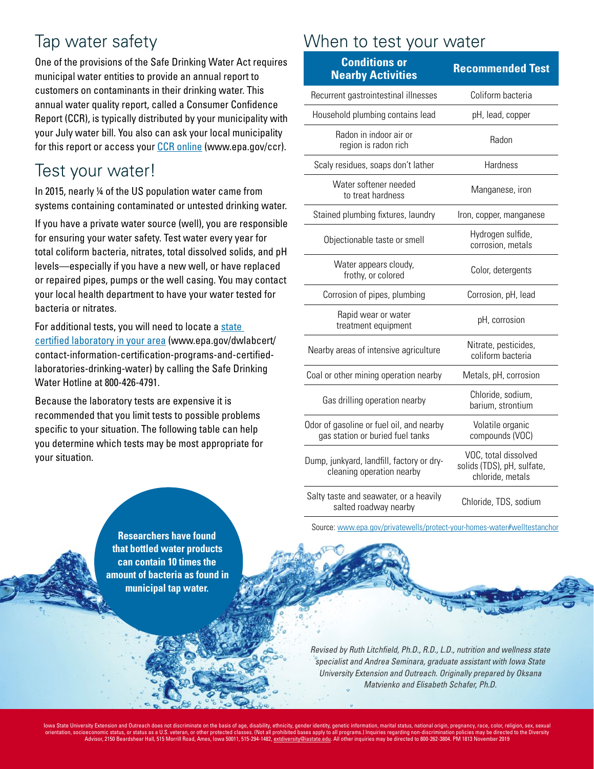## Tap water safety

One of the provisions of the Safe Drinking Water Act requires municipal water entities to provide an annual report to customers on contaminants in their drinking water. This annual water quality report, called a Consumer Confidence Report (CCR), is typically distributed by your municipality with your July water bill. You also can ask your local municipality for this report or access your CCR online (www.epa.gov/ccr).

## Test your water!

In 2015, nearly ¼ of the US population water came from systems containing contaminated or untested drinking water.

If you have a private water source (well), you are responsible for ensuring your water safety. Test water every year for total coliform bacteria, nitrates, total dissolved solids, and pH levels—especially if you have a new well, or have replaced or repaired pipes, pumps or the well casing. You may contact your local health department to have your water tested for bacteria or nitrates.

For additional tests, you will need to locate a state certified laboratory in your area (www.epa.gov/dwlabcert/contact-information-certification-programs-and-certified-laboratories-drinking-water) by calling the Safe Drinking Water Hotline at 800-426-4791.

Because the laboratory tests are expensive it is recommended that you limit tests to possible problems specific to your situation. The following table can help you determine which tests may be most appropriate for your situation.

**Researchers have found that bottled water products can contain 10 times the amount of bacteria as found in municipal tap water.**

## When to test your water

| Conditions or Nearby Activities | Recommended Test |
|---|---|
| Recurrent gastrointestinal illnesses | Coliform bacteria |
| Household plumbing contains lead | pH, lead, copper |
| Radon in indoor air or region is radon rich | Radon |
| Scaly residues, soaps don't lather | Hardness |
| Water softener needed to treat hardness | Manganese, iron |
| Stained plumbing fixtures, laundry | Iron, copper, manganese |
| Objectionable taste or smell | Hydrogen sulfide, corrosion, metals |
| Water appears cloudy, frothy, or colored | Color, detergents |
| Corrosion of pipes, plumbing | Corrosion, pH, lead |
| Rapid wear or water treatment equipment | pH, corrosion |
| Nearby areas of intensive agriculture | Nitrate, pesticides, coliform bacteria |
| Coal or other mining operation nearby | Metals, pH, corrosion |
| Gas drilling operation nearby | Chloride, sodium, barium, strontium |
| Odor of gasoline or fuel oil, and nearby gas station or buried fuel tanks | Volatile organic compounds (VOC) |
| Dump, junkyard, landfill, factory or dry-cleaning operation nearby | VOC, total dissolved solids (TDS), pH, sulfate, chloride, metals |
| Salty taste and seawater, or a heavily salted roadway nearby | Chloride, TDS, sodium |

Source: www.epa.gov/privatewells/protect-your-homes-water#welltestanchor

*Revised by Ruth Litchfield, Ph.D., R.D., L.D., nutrition and wellness state specialist and Andrea Seminara, graduate assistant with Iowa State University Extension and Outreach. Originally prepared by Oksana Matvienko and Elisabeth Schafer, Ph.D.*

Iowa State University Extension and Outreach does not discriminate on the basis of age, disability, ethnicity, gender identity, genetic information, marital status, national origin, pregnancy, race, color, religion, sex, sexual orientation, socioeconomic status, or status as a U.S. veteran, or other protected classes. (Not all prohibited bases apply to all programs.) Inquiries regarding non-discrimination policies may be directed to the Diversity Advisor, 2150 Beardshear Hall, 515 Morrill Road, Ames, Iowa 50011, 515-294-1482, extdiversity@iastate.edu. All other inquiries may be directed to 800-262-3804. PM 1813 November 2019